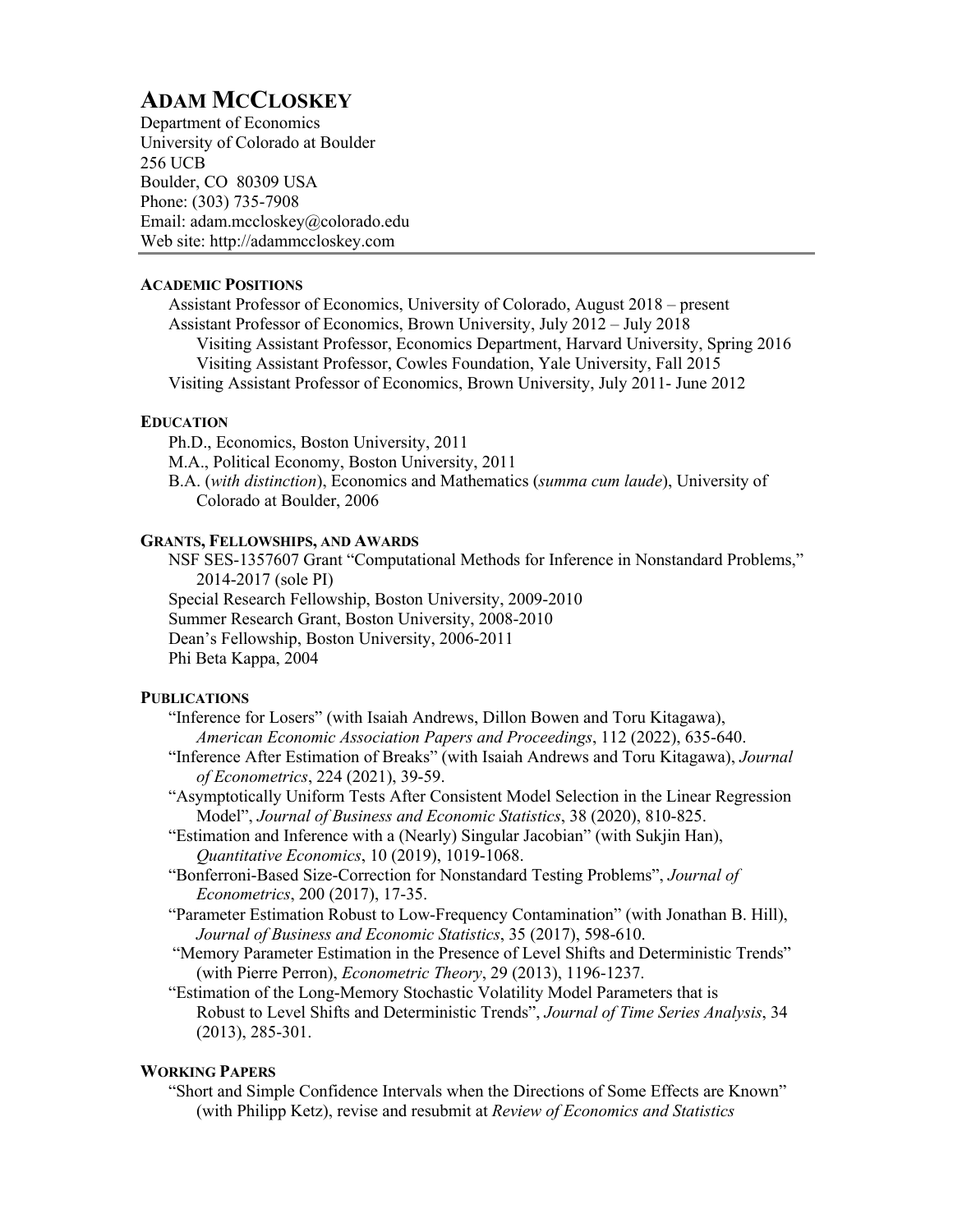# ADAM MCCLOSKEY

Department of Economics
University of Colorado at Boulder
256 UCB
Boulder, CO 80309 USA
Phone: (303) 735-7908
Email: adam.mccloskey@colorado.edu
Web site: http://adammccloskey.com

## ACADEMIC POSITIONS

Assistant Professor of Economics, University of Colorado, August 2018 – present
Assistant Professor of Economics, Brown University, July 2012 – July 2018
  Visiting Assistant Professor, Economics Department, Harvard University, Spring 2016
  Visiting Assistant Professor, Cowles Foundation, Yale University, Fall 2015
Visiting Assistant Professor of Economics, Brown University, July 2011- June 2012

## EDUCATION

Ph.D., Economics, Boston University, 2011
M.A., Political Economy, Boston University, 2011
B.A. (*with distinction*), Economics and Mathematics (*summa cum laude*), University of Colorado at Boulder, 2006

## GRANTS, FELLOWSHIPS, AND AWARDS

NSF SES-1357607 Grant "Computational Methods for Inference in Nonstandard Problems," 2014-2017 (sole PI)
Special Research Fellowship, Boston University, 2009-2010
Summer Research Grant, Boston University, 2008-2010
Dean's Fellowship, Boston University, 2006-2011
Phi Beta Kappa, 2004

## PUBLICATIONS

"Inference for Losers" (with Isaiah Andrews, Dillon Bowen and Toru Kitagawa), *American Economic Association Papers and Proceedings*, 112 (2022), 635-640.

"Inference After Estimation of Breaks" (with Isaiah Andrews and Toru Kitagawa), *Journal of Econometrics*, 224 (2021), 39-59.

"Asymptotically Uniform Tests After Consistent Model Selection in the Linear Regression Model", *Journal of Business and Economic Statistics*, 38 (2020), 810-825.

"Estimation and Inference with a (Nearly) Singular Jacobian" (with Sukjin Han), *Quantitative Economics*, 10 (2019), 1019-1068.

"Bonferroni-Based Size-Correction for Nonstandard Testing Problems", *Journal of Econometrics*, 200 (2017), 17-35.

"Parameter Estimation Robust to Low-Frequency Contamination" (with Jonathan B. Hill), *Journal of Business and Economic Statistics*, 35 (2017), 598-610.

"Memory Parameter Estimation in the Presence of Level Shifts and Deterministic Trends" (with Pierre Perron), *Econometric Theory*, 29 (2013), 1196-1237.

"Estimation of the Long-Memory Stochastic Volatility Model Parameters that is Robust to Level Shifts and Deterministic Trends", *Journal of Time Series Analysis*, 34 (2013), 285-301.

## WORKING PAPERS

"Short and Simple Confidence Intervals when the Directions of Some Effects are Known" (with Philipp Ketz), revise and resubmit at *Review of Economics and Statistics*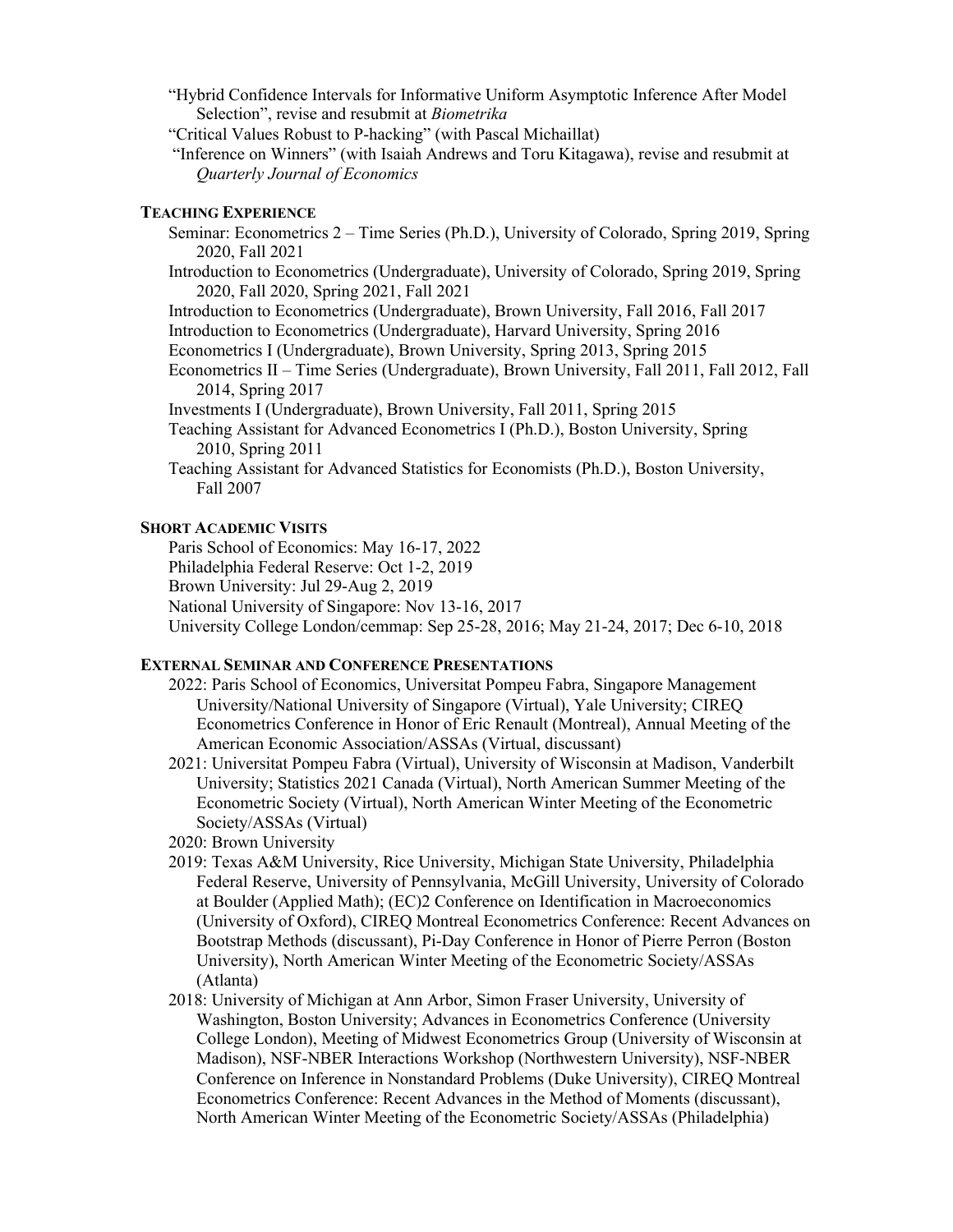"Hybrid Confidence Intervals for Informative Uniform Asymptotic Inference After Model Selection", revise and resubmit at *Biometrika*

"Critical Values Robust to P-hacking" (with Pascal Michaillat)

"Inference on Winners" (with Isaiah Andrews and Toru Kitagawa), revise and resubmit at *Quarterly Journal of Economics*

## TEACHING EXPERIENCE

Seminar: Econometrics 2 – Time Series (Ph.D.), University of Colorado, Spring 2019, Spring 2020, Fall 2021

Introduction to Econometrics (Undergraduate), University of Colorado, Spring 2019, Spring 2020, Fall 2020, Spring 2021, Fall 2021

Introduction to Econometrics (Undergraduate), Brown University, Fall 2016, Fall 2017

Introduction to Econometrics (Undergraduate), Harvard University, Spring 2016

Econometrics I (Undergraduate), Brown University, Spring 2013, Spring 2015

Econometrics II – Time Series (Undergraduate), Brown University, Fall 2011, Fall 2012, Fall 2014, Spring 2017

Investments I (Undergraduate), Brown University, Fall 2011, Spring 2015

Teaching Assistant for Advanced Econometrics I (Ph.D.), Boston University, Spring 2010, Spring 2011

Teaching Assistant for Advanced Statistics for Economists (Ph.D.), Boston University, Fall 2007

## SHORT ACADEMIC VISITS

Paris School of Economics: May 16-17, 2022

Philadelphia Federal Reserve: Oct 1-2, 2019

Brown University: Jul 29-Aug 2, 2019

National University of Singapore: Nov 13-16, 2017

University College London/cemmap: Sep 25-28, 2016; May 21-24, 2017; Dec 6-10, 2018

## EXTERNAL SEMINAR AND CONFERENCE PRESENTATIONS

2022: Paris School of Economics, Universitat Pompeu Fabra, Singapore Management University/National University of Singapore (Virtual), Yale University; CIREQ Econometrics Conference in Honor of Eric Renault (Montreal), Annual Meeting of the American Economic Association/ASSAs (Virtual, discussant)

2021: Universitat Pompeu Fabra (Virtual), University of Wisconsin at Madison, Vanderbilt University; Statistics 2021 Canada (Virtual), North American Summer Meeting of the Econometric Society (Virtual), North American Winter Meeting of the Econometric Society/ASSAs (Virtual)

2020: Brown University

2019: Texas A&M University, Rice University, Michigan State University, Philadelphia Federal Reserve, University of Pennsylvania, McGill University, University of Colorado at Boulder (Applied Math); (EC)2 Conference on Identification in Macroeconomics (University of Oxford), CIREQ Montreal Econometrics Conference: Recent Advances on Bootstrap Methods (discussant), Pi-Day Conference in Honor of Pierre Perron (Boston University), North American Winter Meeting of the Econometric Society/ASSAs (Atlanta)

2018: University of Michigan at Ann Arbor, Simon Fraser University, University of Washington, Boston University; Advances in Econometrics Conference (University College London), Meeting of Midwest Econometrics Group (University of Wisconsin at Madison), NSF-NBER Interactions Workshop (Northwestern University), NSF-NBER Conference on Inference in Nonstandard Problems (Duke University), CIREQ Montreal Econometrics Conference: Recent Advances in the Method of Moments (discussant), North American Winter Meeting of the Econometric Society/ASSAs (Philadelphia)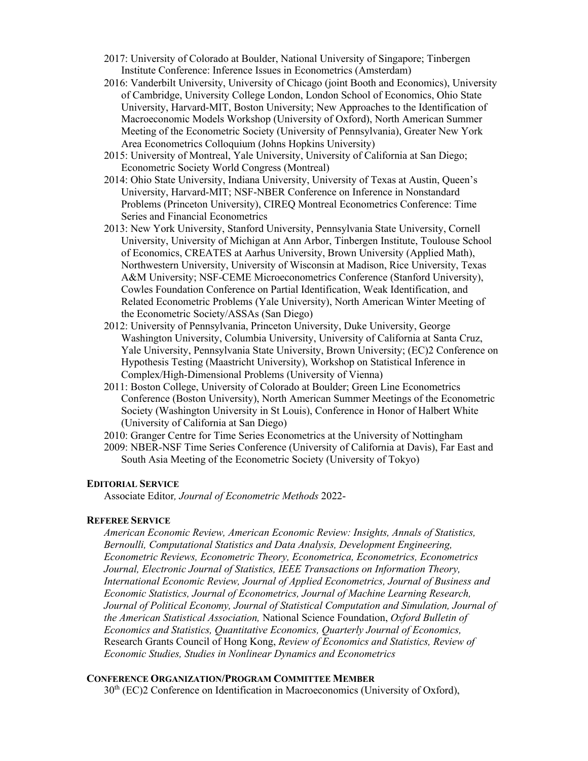- 2017: University of Colorado at Boulder, National University of Singapore; Tinbergen Institute Conference: Inference Issues in Econometrics (Amsterdam)
- 2016: Vanderbilt University, University of Chicago (joint Booth and Economics), University of Cambridge, University College London, London School of Economics, Ohio State University, Harvard-MIT, Boston University; New Approaches to the Identification of Macroeconomic Models Workshop (University of Oxford), North American Summer Meeting of the Econometric Society (University of Pennsylvania), Greater New York Area Econometrics Colloquium (Johns Hopkins University)
- 2015: University of Montreal, Yale University, University of California at San Diego; Econometric Society World Congress (Montreal)
- 2014: Ohio State University, Indiana University, University of Texas at Austin, Queen's University, Harvard-MIT; NSF-NBER Conference on Inference in Nonstandard Problems (Princeton University), CIREQ Montreal Econometrics Conference: Time Series and Financial Econometrics
- 2013: New York University, Stanford University, Pennsylvania State University, Cornell University, University of Michigan at Ann Arbor, Tinbergen Institute, Toulouse School of Economics, CREATES at Aarhus University, Brown University (Applied Math), Northwestern University, University of Wisconsin at Madison, Rice University, Texas A&M University; NSF-CEME Microeconometrics Conference (Stanford University), Cowles Foundation Conference on Partial Identification, Weak Identification, and Related Econometric Problems (Yale University), North American Winter Meeting of the Econometric Society/ASSAs (San Diego)
- 2012: University of Pennsylvania, Princeton University, Duke University, George Washington University, Columbia University, University of California at Santa Cruz, Yale University, Pennsylvania State University, Brown University; (EC)2 Conference on Hypothesis Testing (Maastricht University), Workshop on Statistical Inference in Complex/High-Dimensional Problems (University of Vienna)
- 2011: Boston College, University of Colorado at Boulder; Green Line Econometrics Conference (Boston University), North American Summer Meetings of the Econometric Society (Washington University in St Louis), Conference in Honor of Halbert White (University of California at San Diego)
- 2010: Granger Centre for Time Series Econometrics at the University of Nottingham
- 2009: NBER-NSF Time Series Conference (University of California at Davis), Far East and South Asia Meeting of the Econometric Society (University of Tokyo)

**EDITORIAL SERVICE**

Associate Editor, *Journal of Econometric Methods* 2022-

**REFEREE SERVICE**

*American Economic Review, American Economic Review: Insights, Annals of Statistics, Bernoulli, Computational Statistics and Data Analysis, Development Engineering, Econometric Reviews, Econometric Theory, Econometrica, Econometrics, Econometrics Journal, Electronic Journal of Statistics, IEEE Transactions on Information Theory, International Economic Review, Journal of Applied Econometrics, Journal of Business and Economic Statistics, Journal of Econometrics, Journal of Machine Learning Research, Journal of Political Economy, Journal of Statistical Computation and Simulation, Journal of the American Statistical Association,* National Science Foundation, *Oxford Bulletin of Economics and Statistics, Quantitative Economics, Quarterly Journal of Economics,* Research Grants Council of Hong Kong, *Review of Economics and Statistics, Review of Economic Studies, Studies in Nonlinear Dynamics and Econometrics*

**CONFERENCE ORGANIZATION/PROGRAM COMMITTEE MEMBER**

30th (EC)2 Conference on Identification in Macroeconomics (University of Oxford),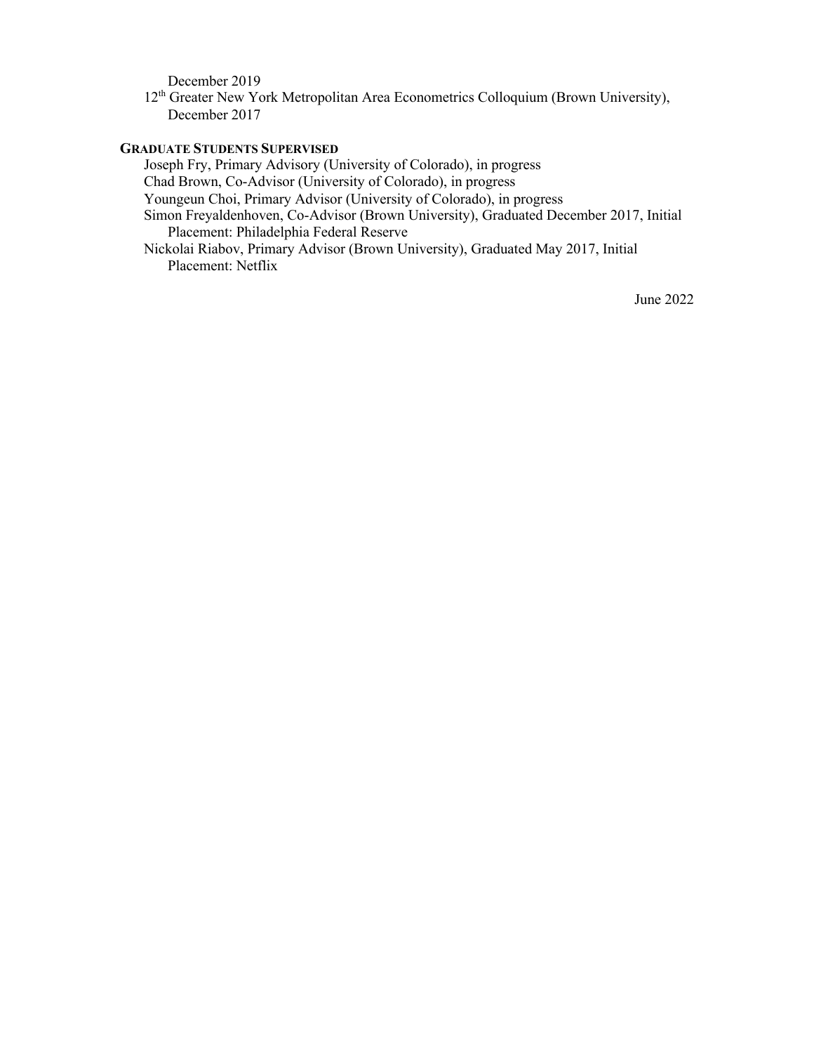December 2019

12th Greater New York Metropolitan Area Econometrics Colloquium (Brown University), December 2017

**GRADUATE STUDENTS SUPERVISED**

Joseph Fry, Primary Advisory (University of Colorado), in progress

Chad Brown, Co-Advisor (University of Colorado), in progress

Youngeun Choi, Primary Advisor (University of Colorado), in progress

Simon Freyaldenhoven, Co-Advisor (Brown University), Graduated December 2017, Initial Placement: Philadelphia Federal Reserve

Nickolai Riabov, Primary Advisor (Brown University), Graduated May 2017, Initial Placement: Netflix

June 2022